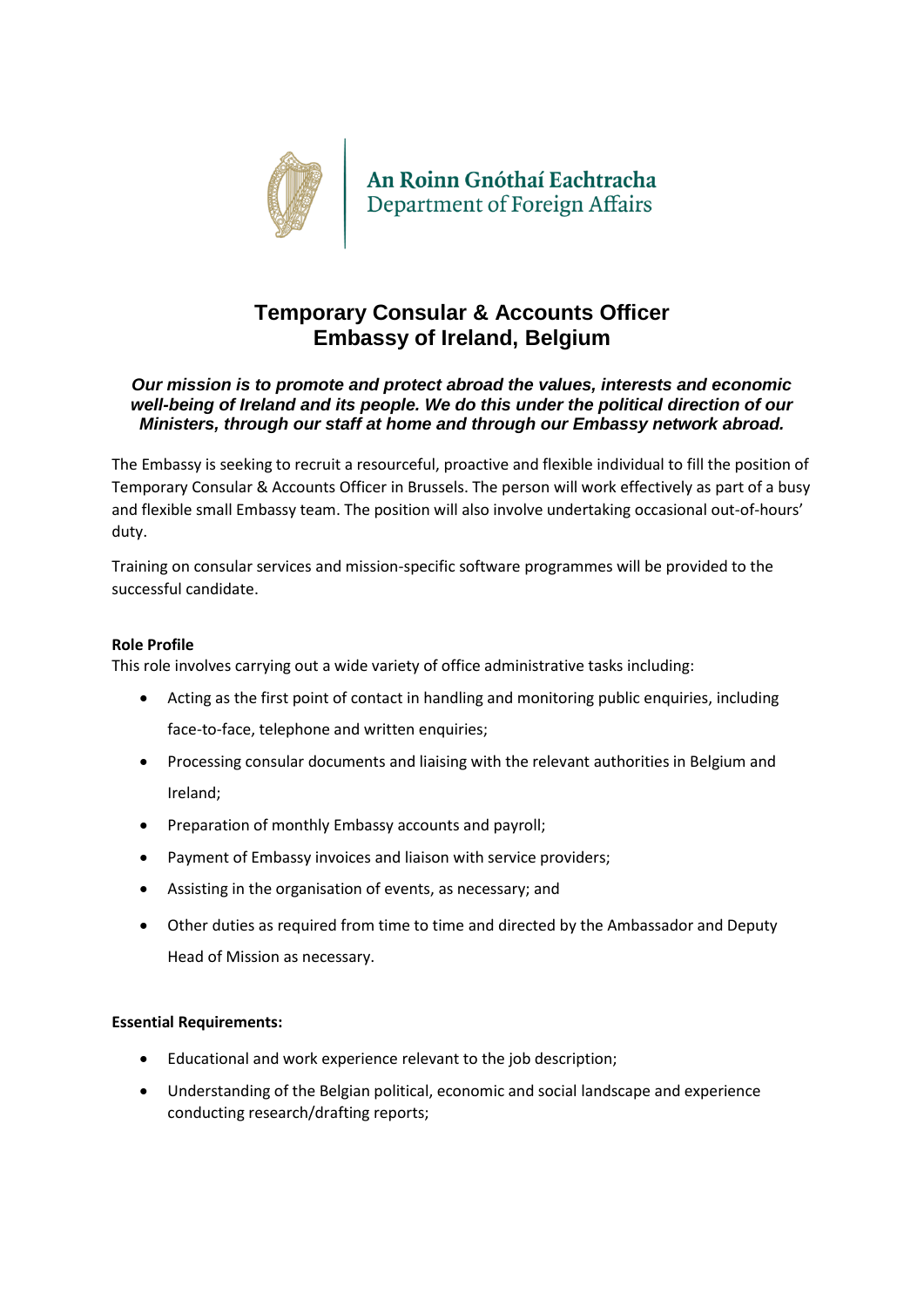An Roinn Gnóthaí Eachtracha
Department of Foreign Affairs

# Temporary Consular & Accounts Officer
# Embassy of Ireland, Belgium

***Our mission is to promote and protect abroad the values, interests and economic well-being of Ireland and its people. We do this under the political direction of our Ministers, through our staff at home and through our Embassy network abroad.***

The Embassy is seeking to recruit a resourceful, proactive and flexible individual to fill the position of Temporary Consular & Accounts Officer in Brussels. The person will work effectively as part of a busy and flexible small Embassy team. The position will also involve undertaking occasional out-of-hours' duty.

Training on consular services and mission-specific software programmes will be provided to the successful candidate.

**Role Profile**

This role involves carrying out a wide variety of office administrative tasks including:

- Acting as the first point of contact in handling and monitoring public enquiries, including face-to-face, telephone and written enquiries;
- Processing consular documents and liaising with the relevant authorities in Belgium and Ireland;
- Preparation of monthly Embassy accounts and payroll;
- Payment of Embassy invoices and liaison with service providers;
- Assisting in the organisation of events, as necessary; and
- Other duties as required from time to time and directed by the Ambassador and Deputy Head of Mission as necessary.

**Essential Requirements:**

- Educational and work experience relevant to the job description;
- Understanding of the Belgian political, economic and social landscape and experience conducting research/drafting reports;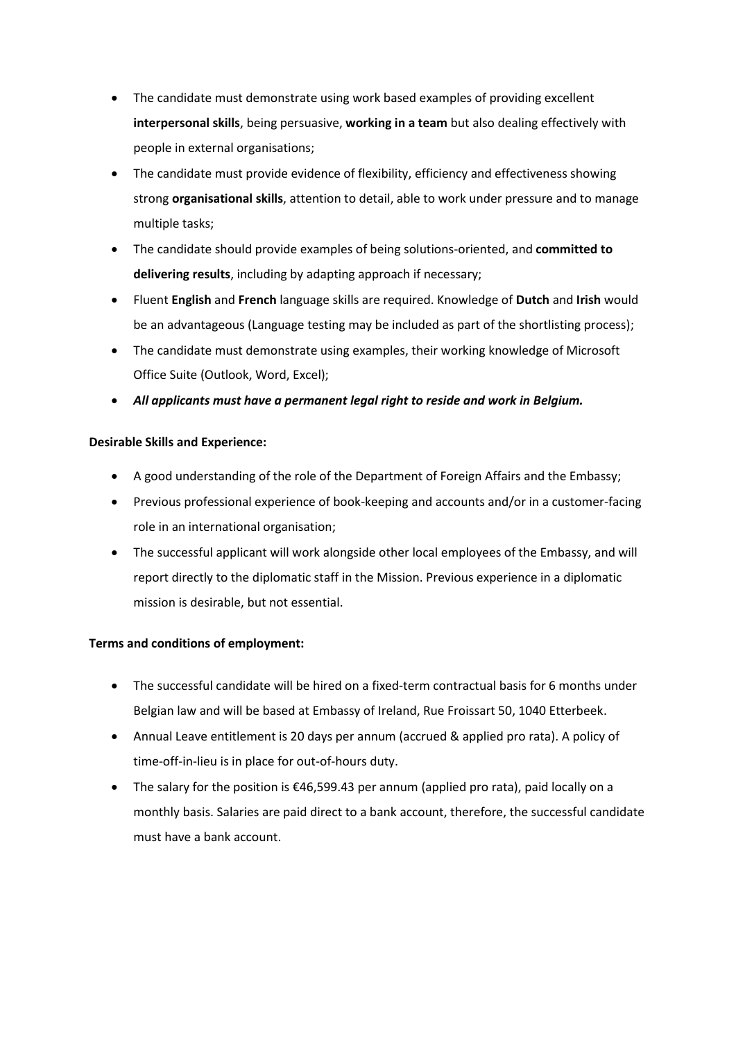- The candidate must demonstrate using work based examples of providing excellent **interpersonal skills**, being persuasive, **working in a team** but also dealing effectively with people in external organisations;
- The candidate must provide evidence of flexibility, efficiency and effectiveness showing strong **organisational skills**, attention to detail, able to work under pressure and to manage multiple tasks;
- The candidate should provide examples of being solutions-oriented, and **committed to delivering results**, including by adapting approach if necessary;
- Fluent **English** and **French** language skills are required. Knowledge of **Dutch** and **Irish** would be an advantageous (Language testing may be included as part of the shortlisting process);
- The candidate must demonstrate using examples, their working knowledge of Microsoft Office Suite (Outlook, Word, Excel);
- ***All applicants must have a permanent legal right to reside and work in Belgium.***

**Desirable Skills and Experience:**

- A good understanding of the role of the Department of Foreign Affairs and the Embassy;
- Previous professional experience of book-keeping and accounts and/or in a customer-facing role in an international organisation;
- The successful applicant will work alongside other local employees of the Embassy, and will report directly to the diplomatic staff in the Mission. Previous experience in a diplomatic mission is desirable, but not essential.

**Terms and conditions of employment:**

- The successful candidate will be hired on a fixed-term contractual basis for 6 months under Belgian law and will be based at Embassy of Ireland, Rue Froissart 50, 1040 Etterbeek.
- Annual Leave entitlement is 20 days per annum (accrued & applied pro rata). A policy of time-off-in-lieu is in place for out-of-hours duty.
- The salary for the position is €46,599.43 per annum (applied pro rata), paid locally on a monthly basis. Salaries are paid direct to a bank account, therefore, the successful candidate must have a bank account.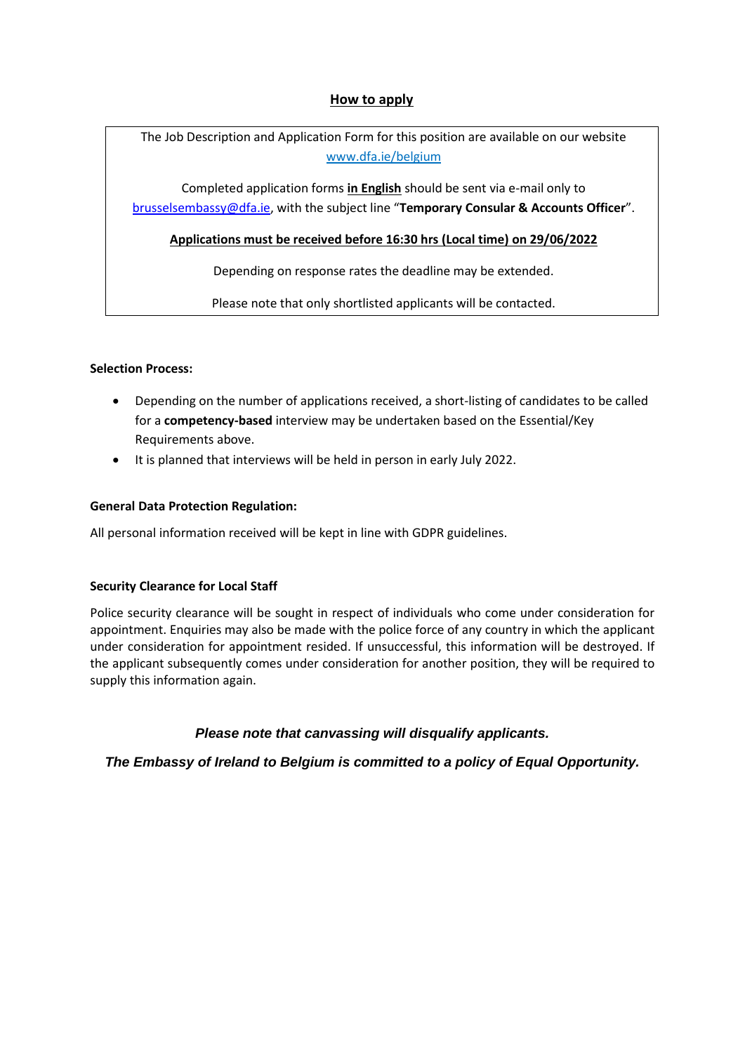## How to apply

The Job Description and Application Form for this position are available on our website www.dfa.ie/belgium

Completed application forms **in English** should be sent via e-mail only to brusselsembassy@dfa.ie, with the subject line "**Temporary Consular & Accounts Officer**".

**Applications must be received before 16:30 hrs (Local time) on 29/06/2022**

Depending on response rates the deadline may be extended.

Please note that only shortlisted applicants will be contacted.

**Selection Process:**

- Depending on the number of applications received, a short-listing of candidates to be called for a **competency-based** interview may be undertaken based on the Essential/Key Requirements above.
- It is planned that interviews will be held in person in early July 2022.

**General Data Protection Regulation:**

All personal information received will be kept in line with GDPR guidelines.

**Security Clearance for Local Staff**

Police security clearance will be sought in respect of individuals who come under consideration for appointment. Enquiries may also be made with the police force of any country in which the applicant under consideration for appointment resided. If unsuccessful, this information will be destroyed. If the applicant subsequently comes under consideration for another position, they will be required to supply this information again.

***Please note that canvassing will disqualify applicants.***

***The Embassy of Ireland to Belgium is committed to a policy of Equal Opportunity.***